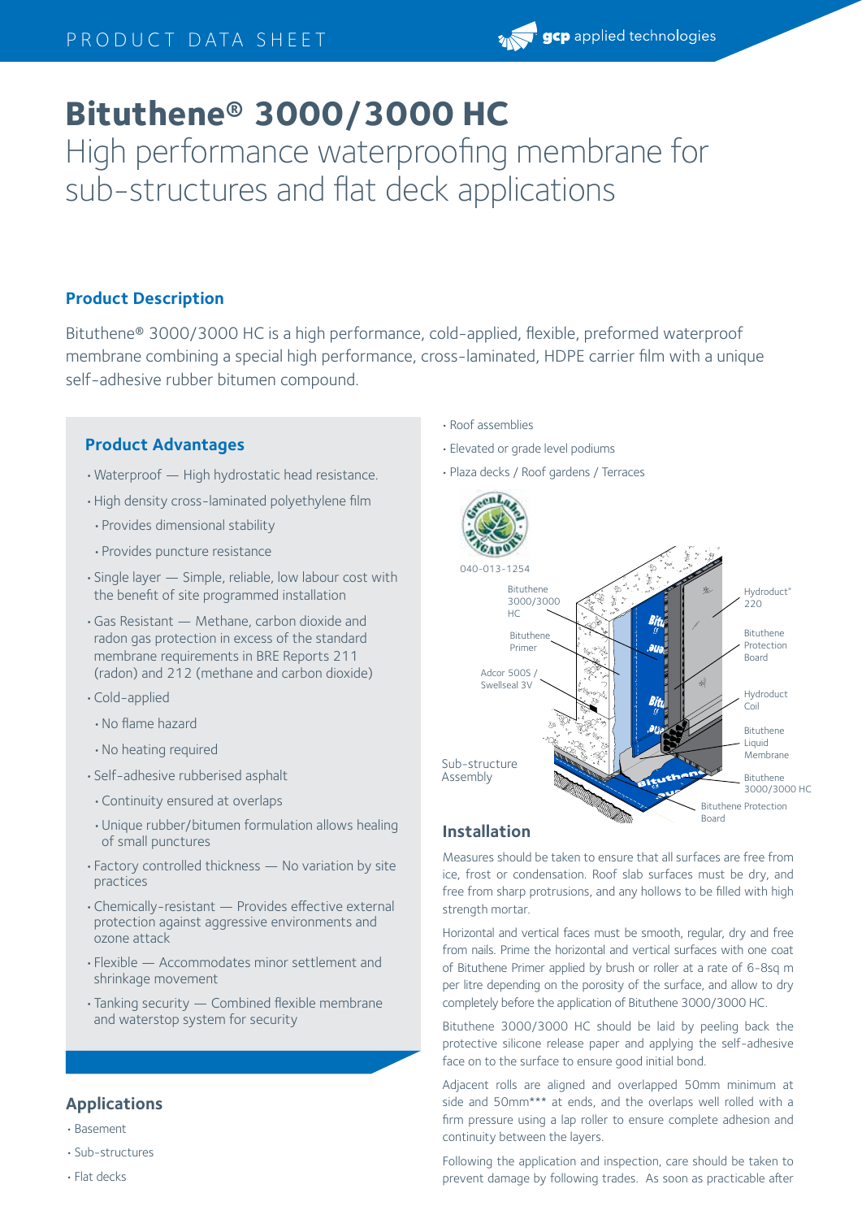# Bituthene® 3000/3000 HC

High performance waterproofing membrane for sub-structures and flat deck applications

## Product Description

Bituthene® 3000/3000 HC is a high performance, cold-applied, flexible, preformed waterproof membrane combining a special high performance, cross-laminated, HDPE carrier film with a unique self-adhesive rubber bitumen compound.

## Product Advantages

- Waterproof — High hydrostatic head resistance.
- High density cross-laminated polyethylene film
  - Provides dimensional stability
  - Provides puncture resistance
- Single layer — Simple, reliable, low labour cost with the benefit of site programmed installation
- Gas Resistant — Methane, carbon dioxide and radon gas protection in excess of the standard membrane requirements in BRE Reports 211 (radon) and 212 (methane and carbon dioxide)
- Cold-applied
  - No flame hazard
  - No heating required
- Self-adhesive rubberised asphalt
  - Continuity ensured at overlaps
  - Unique rubber/bitumen formulation allows healing of small punctures
- Factory controlled thickness — No variation by site practices
- Chemically-resistant — Provides effective external protection against aggressive environments and ozone attack
- Flexible — Accommodates minor settlement and shrinkage movement
- Tanking security — Combined flexible membrane and waterstop system for security

## Applications

- Basement
- Sub-structures
- Flat decks
- Roof assemblies
- Elevated or grade level podiums
- Plaza decks / Roof gardens / Terraces

040-013-1254

Bituthene 3000/3000 HC
Bituthene Primer
Adcor 500S / Swellseal 3V
Sub-structure Assembly
Hydroduct® 220
Bituthene Protection Board
Hydroduct Coil
Bituthene Liquid Membrane
Bituthene 3000/3000 HC
Bituthene Protection Board

## Installation

Measures should be taken to ensure that all surfaces are free from ice, frost or condensation. Roof slab surfaces must be dry, and free from sharp protrusions, and any hollows to be filled with high strength mortar.

Horizontal and vertical faces must be smooth, regular, dry and free from nails. Prime the horizontal and vertical surfaces with one coat of Bituthene Primer applied by brush or roller at a rate of 6-8sq m per litre depending on the porosity of the surface, and allow to dry completely before the application of Bituthene 3000/3000 HC.

Bituthene 3000/3000 HC should be laid by peeling back the protective silicone release paper and applying the self-adhesive face on to the surface to ensure good initial bond.

Adjacent rolls are aligned and overlapped 50mm minimum at side and 50mm*** at ends, and the overlaps well rolled with a firm pressure using a lap roller to ensure complete adhesion and continuity between the layers.

Following the application and inspection, care should be taken to prevent damage by following trades. As soon as practicable after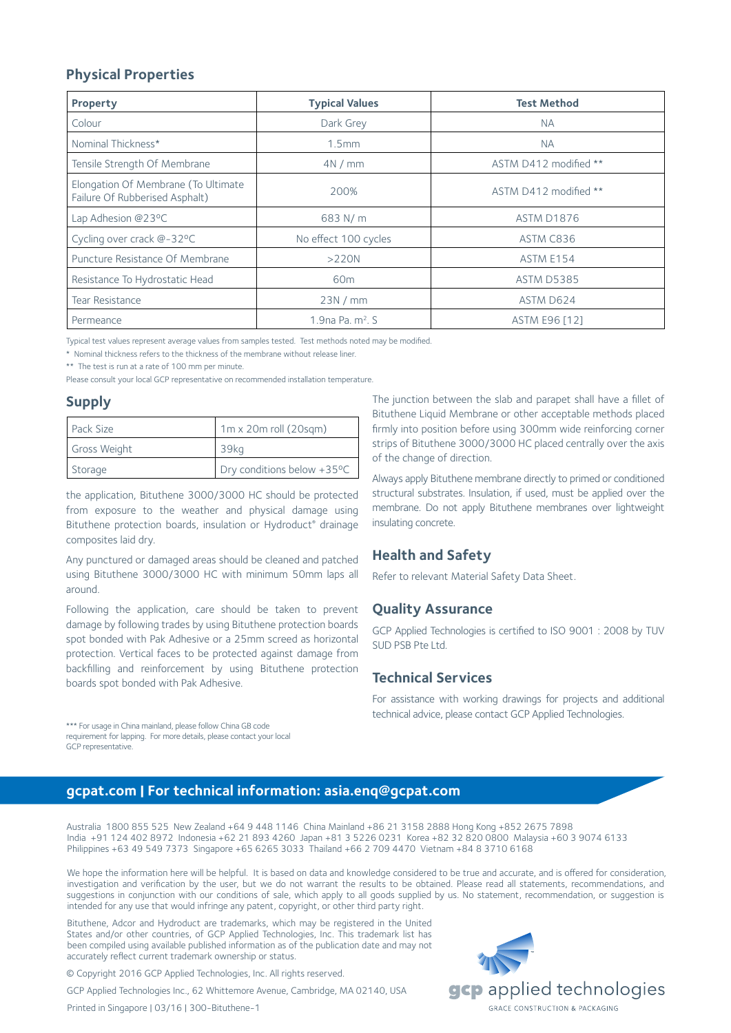## Physical Properties

| Property | Typical Values | Test Method |
|---|---|---|
| Colour | Dark Grey | NA |
| Nominal Thickness* | 1.5mm | NA |
| Tensile Strength Of Membrane | 4N / mm | ASTM D412 modified ** |
| Elongation Of Membrane (To Ultimate Failure Of Rubberised Asphalt) | 200% | ASTM D412 modified ** |
| Lap Adhesion @23°C | 683 N/ m | ASTM D1876 |
| Cycling over crack @-32°C | No effect 100 cycles | ASTM C836 |
| Puncture Resistance Of Membrane | >220N | ASTM E154 |
| Resistance To Hydrostatic Head | 60m | ASTM D5385 |
| Tear Resistance | 23N / mm | ASTM D624 |
| Permeance | 1.9na Pa. $m^2$. S | ASTM E96 [12] |

Typical test values represent average values from samples tested. Test methods noted may be modified.

\* Nominal thickness refers to the thickness of the membrane without release liner.

\*\* The test is run at a rate of 100 mm per minute.

Please consult your local GCP representative on recommended installation temperature.

## Supply

| | |
|---|---|
| Pack Size | 1m x 20m roll (20sqm) |
| Gross Weight | 39kg |
| Storage | Dry conditions below +35°C |

the application, Bituthene 3000/3000 HC should be protected from exposure to the weather and physical damage using Bituthene protection boards, insulation or Hydroduct® drainage composites laid dry.

Any punctured or damaged areas should be cleaned and patched using Bituthene 3000/3000 HC with minimum 50mm laps all around.

Following the application, care should be taken to prevent damage by following trades by using Bituthene protection boards spot bonded with Pak Adhesive or a 25mm screed as horizontal protection. Vertical faces to be protected against damage from backfilling and reinforcement by using Bituthene protection boards spot bonded with Pak Adhesive.

\*\*\* For usage in China mainland, please follow China GB code requirement for lapping. For more details, please contact your local GCP representative.

The junction between the slab and parapet shall have a fillet of Bituthene Liquid Membrane or other acceptable methods placed firmly into position before using 300mm wide reinforcing corner strips of Bituthene 3000/3000 HC placed centrally over the axis of the change of direction.

Always apply Bituthene membrane directly to primed or conditioned structural substrates. Insulation, if used, must be applied over the membrane. Do not apply Bituthene membranes over lightweight insulating concrete.

## Health and Safety

Refer to relevant Material Safety Data Sheet.

## Quality Assurance

GCP Applied Technologies is certified to ISO 9001 : 2008 by TUV SUD PSB Pte Ltd.

## Technical Services

For assistance with working drawings for projects and additional technical advice, please contact GCP Applied Technologies.

**gcpat.com | For technical information: asia.enq@gcpat.com**

Australia 1800 855 525 New Zealand +64 9 448 1146 China Mainland +86 21 3158 2888 Hong Kong +852 2675 7898
India +91 124 402 8972 Indonesia +62 21 893 4260 Japan +81 3 5226 0231 Korea +82 32 820 0800 Malaysia +60 3 9074 6133
Philippines +63 49 549 7373 Singapore +65 6265 3033 Thailand +66 2 709 4470 Vietnam +84 8 3710 6168

We hope the information here will be helpful. It is based on data and knowledge considered to be true and accurate, and is offered for consideration, investigation and verification by the user, but we do not warrant the results to be obtained. Please read all statements, recommendations, and suggestions in conjunction with our conditions of sale, which apply to all goods supplied by us. No statement, recommendation, or suggestion is intended for any use that would infringe any patent, copyright, or other third party right.

Bituthene, Adcor and Hydroduct are trademarks, which may be registered in the United States and/or other countries, of GCP Applied Technologies, Inc. This trademark list has been compiled using available published information as of the publication date and may not accurately reflect current trademark ownership or status.

© Copyright 2016 GCP Applied Technologies, Inc. All rights reserved.

GCP Applied Technologies Inc., 62 Whittemore Avenue, Cambridge, MA 02140, USA

Printed in Singapore | 03/16 | 300-Bituthene-1

gcp applied technologies

GRACE CONSTRUCTION & PACKAGING